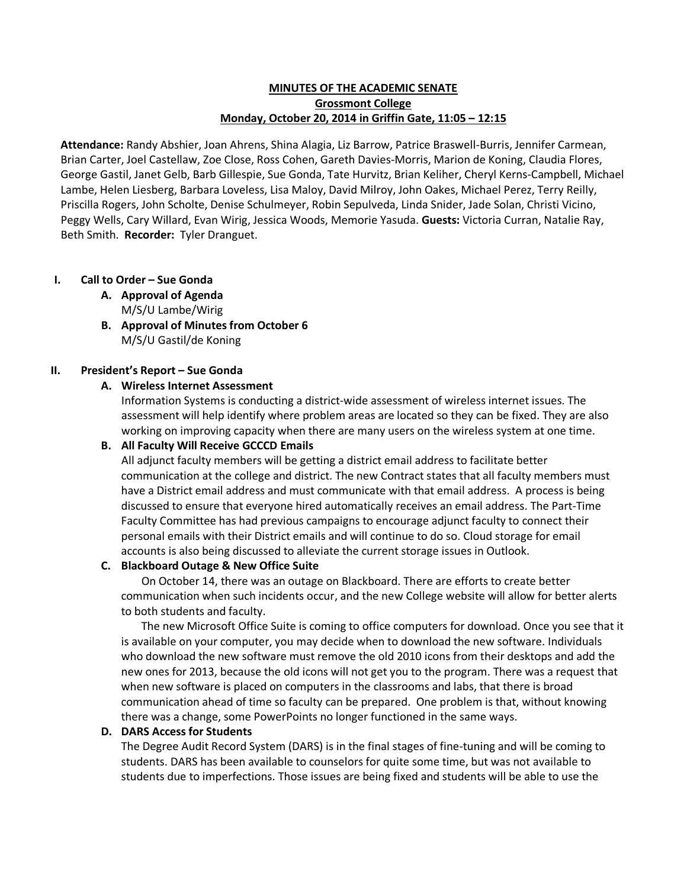# MINUTES OF THE ACADEMIC SENATE

## Grossmont College

### Monday, October 20, 2014 in Griffin Gate, 11:05 – 12:15

**Attendance:** Randy Abshier, Joan Ahrens, Shina Alagia, Liz Barrow, Patrice Braswell-Burris, Jennifer Carmean, Brian Carter, Joel Castellaw, Zoe Close, Ross Cohen, Gareth Davies-Morris, Marion de Koning, Claudia Flores, George Gastil, Janet Gelb, Barb Gillespie, Sue Gonda, Tate Hurvitz, Brian Keliher, Cheryl Kerns-Campbell, Michael Lambe, Helen Liesberg, Barbara Loveless, Lisa Maloy, David Milroy, John Oakes, Michael Perez, Terry Reilly, Priscilla Rogers, John Scholte, Denise Schulmeyer, Robin Sepulveda, Linda Snider, Jade Solan, Christi Vicino, Peggy Wells, Cary Willard, Evan Wirig, Jessica Woods, Memorie Yasuda. **Guests:** Victoria Curran, Natalie Ray, Beth Smith. **Recorder:** Tyler Dranguet.

## I. Call to Order – Sue Gonda

### A. Approval of Agenda

M/S/U Lambe/Wirig

### B. Approval of Minutes from October 6

M/S/U Gastil/de Koning

## II. President's Report – Sue Gonda

### A. Wireless Internet Assessment

Information Systems is conducting a district-wide assessment of wireless internet issues. The assessment will help identify where problem areas are located so they can be fixed. They are also working on improving capacity when there are many users on the wireless system at one time.

### B. All Faculty Will Receive GCCCD Emails

All adjunct faculty members will be getting a district email address to facilitate better communication at the college and district. The new Contract states that all faculty members must have a District email address and must communicate with that email address. A process is being discussed to ensure that everyone hired automatically receives an email address. The Part-Time Faculty Committee has had previous campaigns to encourage adjunct faculty to connect their personal emails with their District emails and will continue to do so. Cloud storage for email accounts is also being discussed to alleviate the current storage issues in Outlook.

### C. Blackboard Outage & New Office Suite

On October 14, there was an outage on Blackboard. There are efforts to create better communication when such incidents occur, and the new College website will allow for better alerts to both students and faculty.

The new Microsoft Office Suite is coming to office computers for download. Once you see that it is available on your computer, you may decide when to download the new software. Individuals who download the new software must remove the old 2010 icons from their desktops and add the new ones for 2013, because the old icons will not get you to the program. There was a request that when new software is placed on computers in the classrooms and labs, that there is broad communication ahead of time so faculty can be prepared. One problem is that, without knowing there was a change, some PowerPoints no longer functioned in the same ways.

### D. DARS Access for Students

The Degree Audit Record System (DARS) is in the final stages of fine-tuning and will be coming to students. DARS has been available to counselors for quite some time, but was not available to students due to imperfections. Those issues are being fixed and students will be able to use the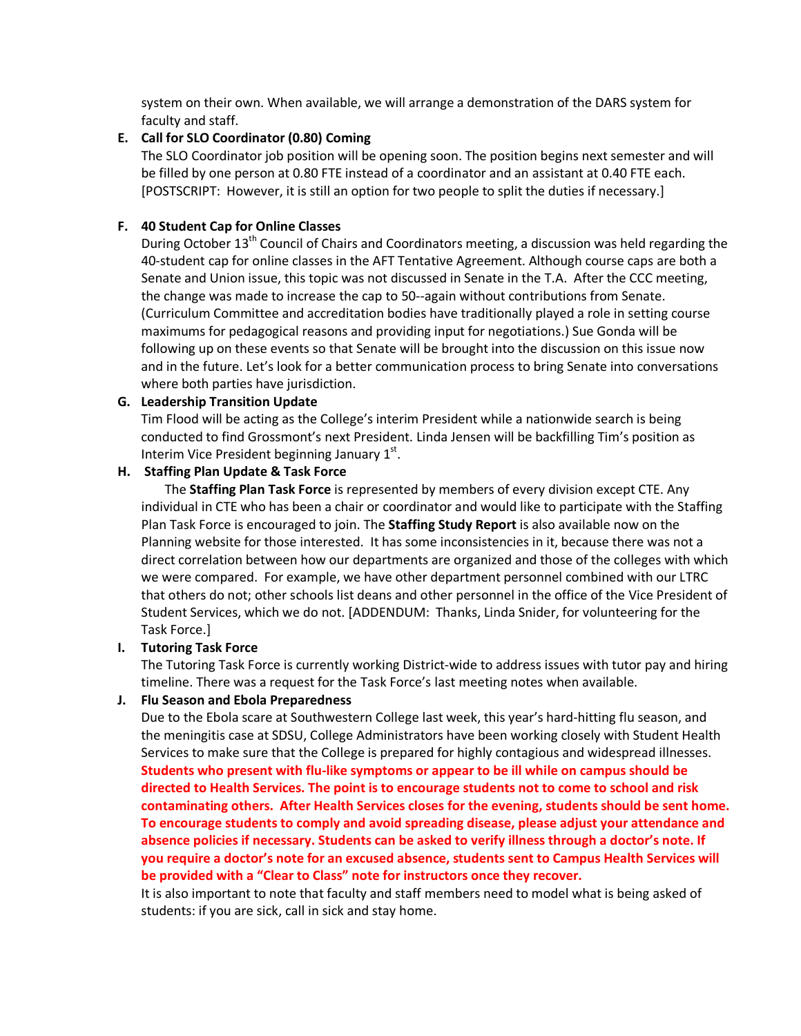system on their own. When available, we will arrange a demonstration of the DARS system for faculty and staff.

**E. Call for SLO Coordinator (0.80) Coming**

The SLO Coordinator job position will be opening soon. The position begins next semester and will be filled by one person at 0.80 FTE instead of a coordinator and an assistant at 0.40 FTE each. [POSTSCRIPT: However, it is still an option for two people to split the duties if necessary.]

**F. 40 Student Cap for Online Classes**

During October 13th Council of Chairs and Coordinators meeting, a discussion was held regarding the 40-student cap for online classes in the AFT Tentative Agreement. Although course caps are both a Senate and Union issue, this topic was not discussed in Senate in the T.A. After the CCC meeting, the change was made to increase the cap to 50--again without contributions from Senate. (Curriculum Committee and accreditation bodies have traditionally played a role in setting course maximums for pedagogical reasons and providing input for negotiations.) Sue Gonda will be following up on these events so that Senate will be brought into the discussion on this issue now and in the future. Let's look for a better communication process to bring Senate into conversations where both parties have jurisdiction.

**G. Leadership Transition Update**

Tim Flood will be acting as the College's interim President while a nationwide search is being conducted to find Grossmont's next President. Linda Jensen will be backfilling Tim's position as Interim Vice President beginning January 1st.

**H. Staffing Plan Update & Task Force**

The **Staffing Plan Task Force** is represented by members of every division except CTE. Any individual in CTE who has been a chair or coordinator and would like to participate with the Staffing Plan Task Force is encouraged to join. The **Staffing Study Report** is also available now on the Planning website for those interested. It has some inconsistencies in it, because there was not a direct correlation between how our departments are organized and those of the colleges with which we were compared. For example, we have other department personnel combined with our LTRC that others do not; other schools list deans and other personnel in the office of the Vice President of Student Services, which we do not. [ADDENDUM: Thanks, Linda Snider, for volunteering for the Task Force.]

**I. Tutoring Task Force**

The Tutoring Task Force is currently working District-wide to address issues with tutor pay and hiring timeline. There was a request for the Task Force's last meeting notes when available.

**J. Flu Season and Ebola Preparedness**

Due to the Ebola scare at Southwestern College last week, this year's hard-hitting flu season, and the meningitis case at SDSU, College Administrators have been working closely with Student Health Services to make sure that the College is prepared for highly contagious and widespread illnesses. **Students who present with flu-like symptoms or appear to be ill while on campus should be directed to Health Services. The point is to encourage students not to come to school and risk contaminating others. After Health Services closes for the evening, students should be sent home. To encourage students to comply and avoid spreading disease, please adjust your attendance and absence policies if necessary. Students can be asked to verify illness through a doctor's note. If you require a doctor's note for an excused absence, students sent to Campus Health Services will be provided with a "Clear to Class" note for instructors once they recover.**

It is also important to note that faculty and staff members need to model what is being asked of students: if you are sick, call in sick and stay home.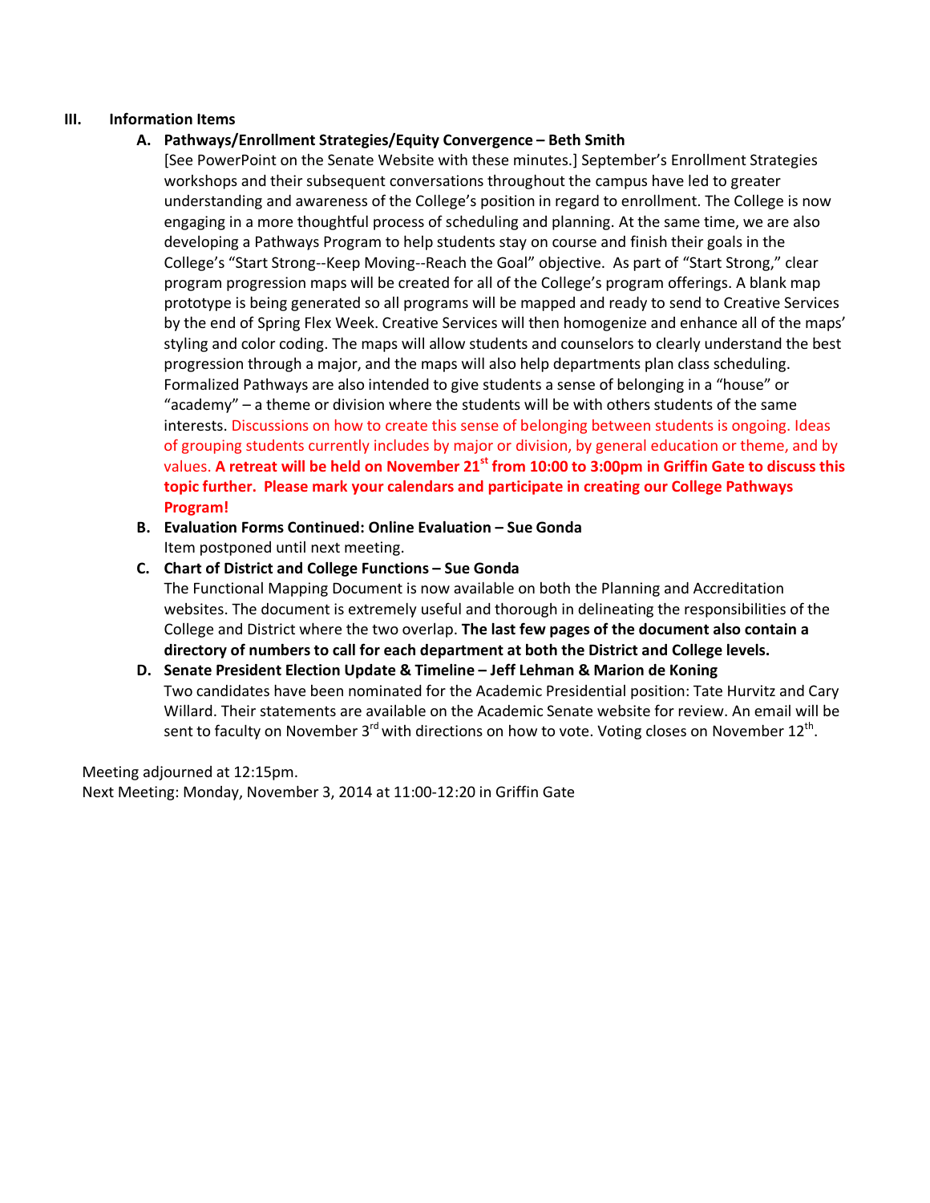## III. Information Items

**A. Pathways/Enrollment Strategies/Equity Convergence – Beth Smith**

[See PowerPoint on the Senate Website with these minutes.] September's Enrollment Strategies workshops and their subsequent conversations throughout the campus have led to greater understanding and awareness of the College's position in regard to enrollment. The College is now engaging in a more thoughtful process of scheduling and planning. At the same time, we are also developing a Pathways Program to help students stay on course and finish their goals in the College's "Start Strong--Keep Moving--Reach the Goal" objective. As part of "Start Strong," clear program progression maps will be created for all of the College's program offerings. A blank map prototype is being generated so all programs will be mapped and ready to send to Creative Services by the end of Spring Flex Week. Creative Services will then homogenize and enhance all of the maps' styling and color coding. The maps will allow students and counselors to clearly understand the best progression through a major, and the maps will also help departments plan class scheduling. Formalized Pathways are also intended to give students a sense of belonging in a "house" or "academy" – a theme or division where the students will be with others students of the same interests. Discussions on how to create this sense of belonging between students is ongoing. Ideas of grouping students currently includes by major or division, by general education or theme, and by values. **A retreat will be held on November 21st from 10:00 to 3:00pm in Griffin Gate to discuss this topic further. Please mark your calendars and participate in creating our College Pathways Program!**

**B. Evaluation Forms Continued: Online Evaluation – Sue Gonda**

Item postponed until next meeting.

**C. Chart of District and College Functions – Sue Gonda**

The Functional Mapping Document is now available on both the Planning and Accreditation websites. The document is extremely useful and thorough in delineating the responsibilities of the College and District where the two overlap. **The last few pages of the document also contain a directory of numbers to call for each department at both the District and College levels.**

**D. Senate President Election Update & Timeline – Jeff Lehman & Marion de Koning**

Two candidates have been nominated for the Academic Presidential position: Tate Hurvitz and Cary Willard. Their statements are available on the Academic Senate website for review. An email will be sent to faculty on November 3rd with directions on how to vote. Voting closes on November 12th.

Meeting adjourned at 12:15pm.
Next Meeting: Monday, November 3, 2014 at 11:00-12:20 in Griffin Gate